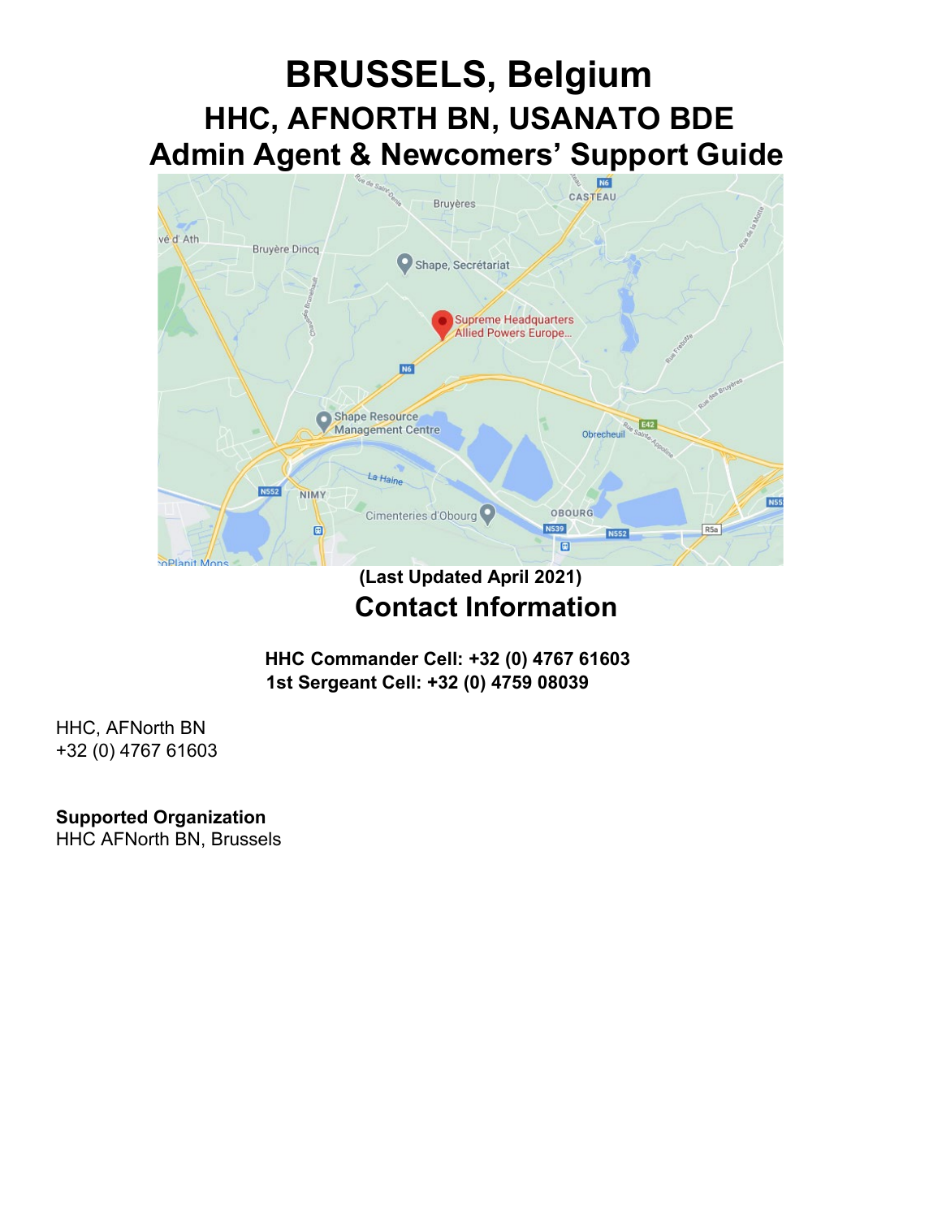# BRUSSELS, Belgium

## HHC, AFNORTH BN, USANATO BDE

## Admin Agent & Newcomers' Support Guide

(Last Updated April 2021)

## Contact Information

**HHC Commander Cell: +32 (0) 4767 61603**
**1st Sergeant Cell: +32 (0) 4759 08039**

HHC, AFNorth BN
+32 (0) 4767 61603

**Supported Organization**
HHC AFNorth BN, Brussels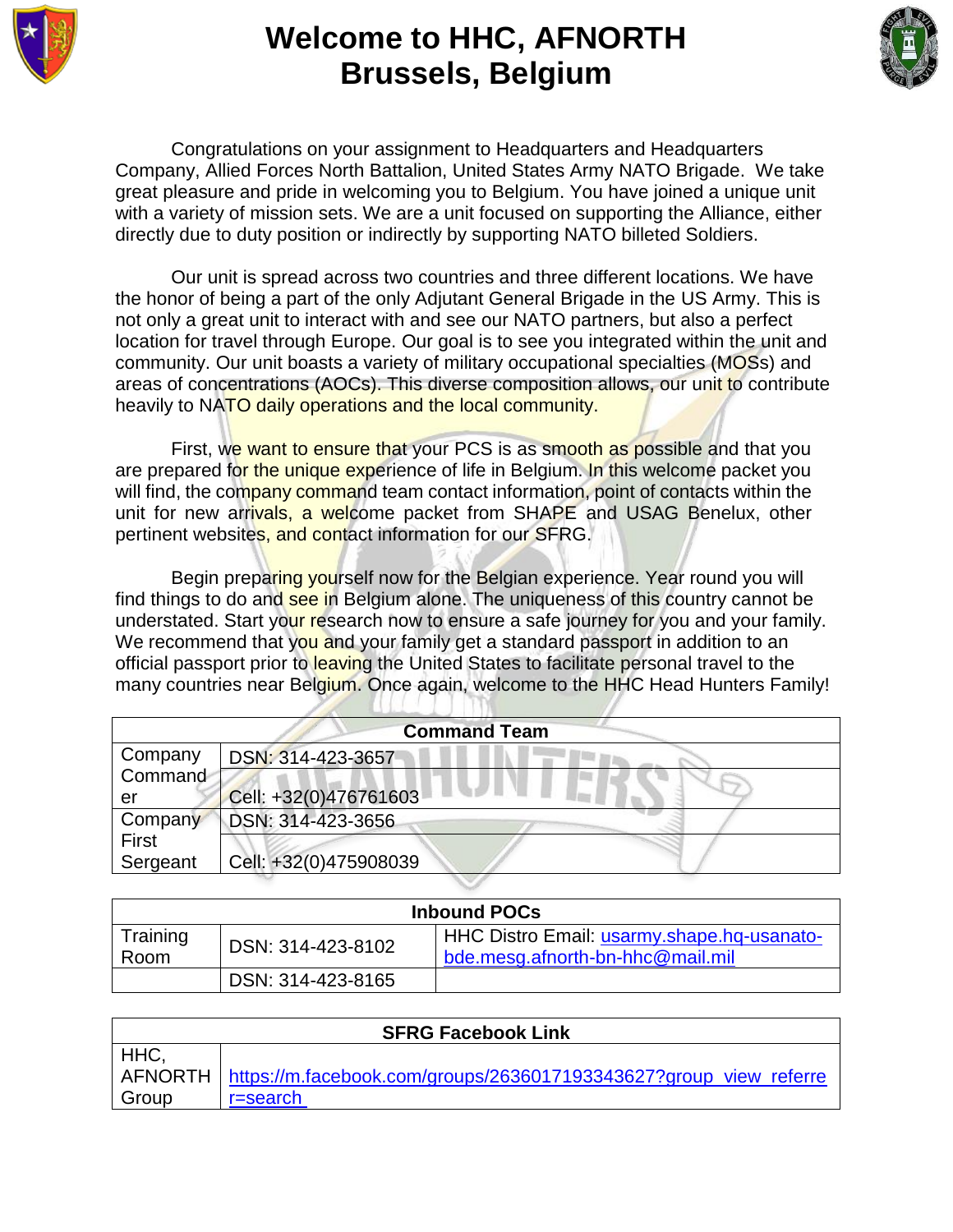# Welcome to HHC, AFNORTH
# Brussels, Belgium

Congratulations on your assignment to Headquarters and Headquarters Company, Allied Forces North Battalion, United States Army NATO Brigade. We take great pleasure and pride in welcoming you to Belgium. You have joined a unique unit with a variety of mission sets. We are a unit focused on supporting the Alliance, either directly due to duty position or indirectly by supporting NATO billeted Soldiers.

Our unit is spread across two countries and three different locations. We have the honor of being a part of the only Adjutant General Brigade in the US Army. This is not only a great unit to interact with and see our NATO partners, but also a perfect location for travel through Europe. Our goal is to see you integrated within the unit and community. Our unit boasts a variety of military occupational specialties (MOSs) and areas of concentrations (AOCs). This diverse composition allows, our unit to contribute heavily to NATO daily operations and the local community.

First, we want to ensure that your PCS is as smooth as possible and that you are prepared for the unique experience of life in Belgium. In this welcome packet you will find, the company command team contact information, point of contacts within the unit for new arrivals, a welcome packet from SHAPE and USAG Benelux, other pertinent websites, and contact information for our SFRG.

Begin preparing yourself now for the Belgian experience. Year round you will find things to do and see in Belgium alone. The uniqueness of this country cannot be understated. Start your research now to ensure a safe journey for you and your family. We recommend that you and your family get a standard passport in addition to an official passport prior to leaving the United States to facilitate personal travel to the many countries near Belgium. Once again, welcome to the HHC Head Hunters Family!

| **Command Team** | |
|---|---|
| Company Commander | DSN: 314-423-3657 |
| | Cell: +32(0)476761603 |
| Company First Sergeant | DSN: 314-423-3656 |
| | Cell: +32(0)475908039 |

| **Inbound POCs** | | |
|---|---|---|
| Training Room | DSN: 314-423-8102 | HHC Distro Email: usarmy.shape.hq-usanato-bde.mesg.afnorth-bn-hhc@mail.mil |
| | DSN: 314-423-8165 | |

| **SFRG Facebook Link** | |
|---|---|
| HHC, AFNORTH Group | https://m.facebook.com/groups/2636017193343627?group_view_referrer=search |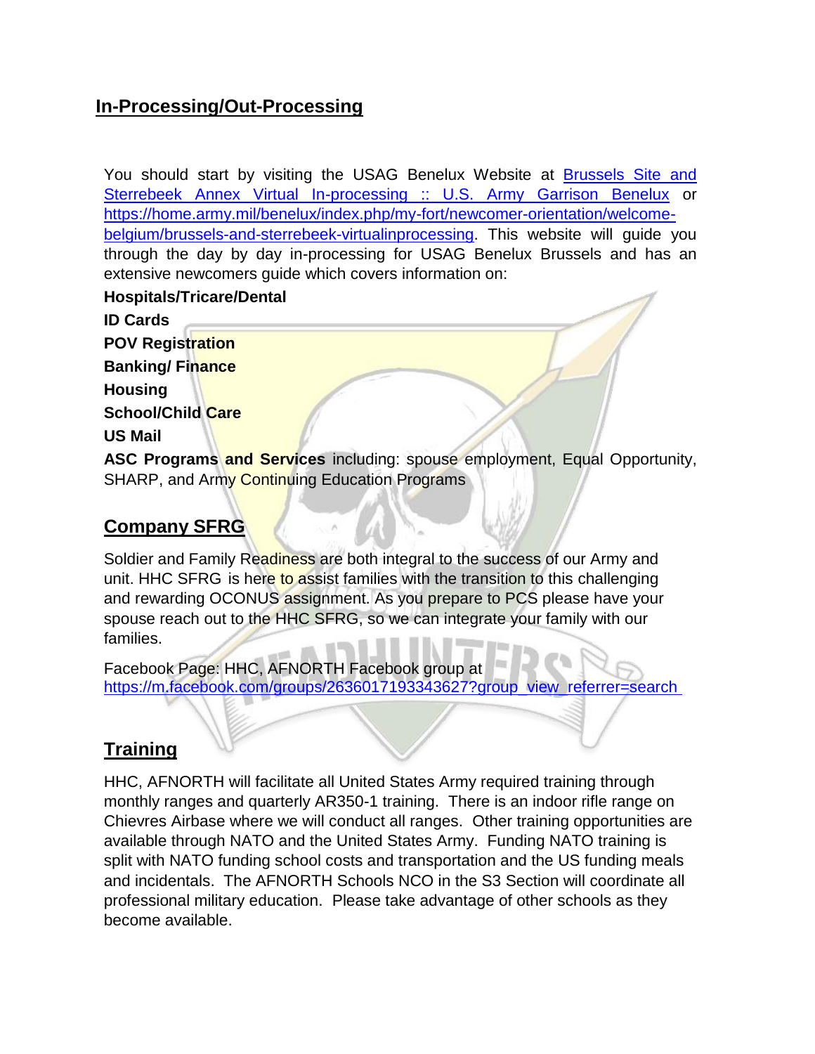## In-Processing/Out-Processing

You should start by visiting the USAG Benelux Website at [Brussels Site and Sterrebeek Annex Virtual In-processing :: U.S. Army Garrison Benelux](https://home.army.mil/benelux/index.php/my-fort/newcomer-orientation/welcome-belgium/brussels-and-sterrebeek-virtualinprocessing) or https://home.army.mil/benelux/index.php/my-fort/newcomer-orientation/welcome-belgium/brussels-and-sterrebeek-virtualinprocessing. This website will guide you through the day by day in-processing for USAG Benelux Brussels and has an extensive newcomers guide which covers information on:

**Hospitals/Tricare/Dental**

**ID Cards**

**POV Registration**

**Banking/ Finance**

**Housing**

**School/Child Care**

**US Mail**

**ASC Programs and Services** including: spouse employment, Equal Opportunity, SHARP, and Army Continuing Education Programs

## Company SFRG

Soldier and Family Readiness are both integral to the success of our Army and unit. HHC SFRG is here to assist families with the transition to this challenging and rewarding OCONUS assignment. As you prepare to PCS please have your spouse reach out to the HHC SFRG, so we can integrate your family with our families.

Facebook Page: HHC, AFNORTH Facebook group at https://m.facebook.com/groups/2636017193343627?group_view_referrer=search

## Training

HHC, AFNORTH will facilitate all United States Army required training through monthly ranges and quarterly AR350-1 training. There is an indoor rifle range on Chievres Airbase where we will conduct all ranges. Other training opportunities are available through NATO and the United States Army. Funding NATO training is split with NATO funding school costs and transportation and the US funding meals and incidentals. The AFNORTH Schools NCO in the S3 Section will coordinate all professional military education. Please take advantage of other schools as they become available.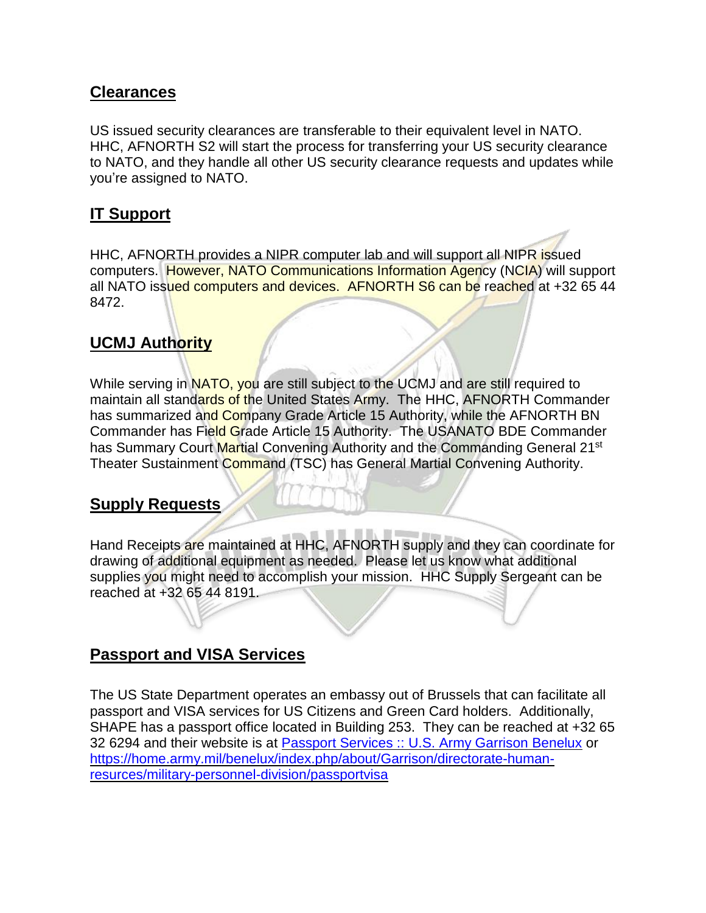## Clearances

US issued security clearances are transferable to their equivalent level in NATO. HHC, AFNORTH S2 will start the process for transferring your US security clearance to NATO, and they handle all other US security clearance requests and updates while you're assigned to NATO.

## IT Support

HHC, AFNORTH provides a NIPR computer lab and will support all NIPR issued computers. However, NATO Communications Information Agency (NCIA) will support all NATO issued computers and devices. AFNORTH S6 can be reached at +32 65 44 8472.

## UCMJ Authority

While serving in NATO, you are still subject to the UCMJ and are still required to maintain all standards of the United States Army. The HHC, AFNORTH Commander has summarized and Company Grade Article 15 Authority, while the AFNORTH BN Commander has Field Grade Article 15 Authority. The USANATO BDE Commander has Summary Court Martial Convening Authority and the Commanding General 21st Theater Sustainment Command (TSC) has General Martial Convening Authority.

## Supply Requests

Hand Receipts are maintained at HHC, AFNORTH supply and they can coordinate for drawing of additional equipment as needed. Please let us know what additional supplies you might need to accomplish your mission. HHC Supply Sergeant can be reached at +32 65 44 8191.

## Passport and VISA Services

The US State Department operates an embassy out of Brussels that can facilitate all passport and VISA services for US Citizens and Green Card holders. Additionally, SHAPE has a passport office located in Building 253. They can be reached at +32 65 32 6294 and their website is at [Passport Services :: U.S. Army Garrison Benelux](https://home.army.mil/benelux/index.php/about/Garrison/directorate-human-resurces/military-personnel-division/passportvisa) or https://home.army.mil/benelux/index.php/about/Garrison/directorate-human-resurces/military-personnel-division/passportvisa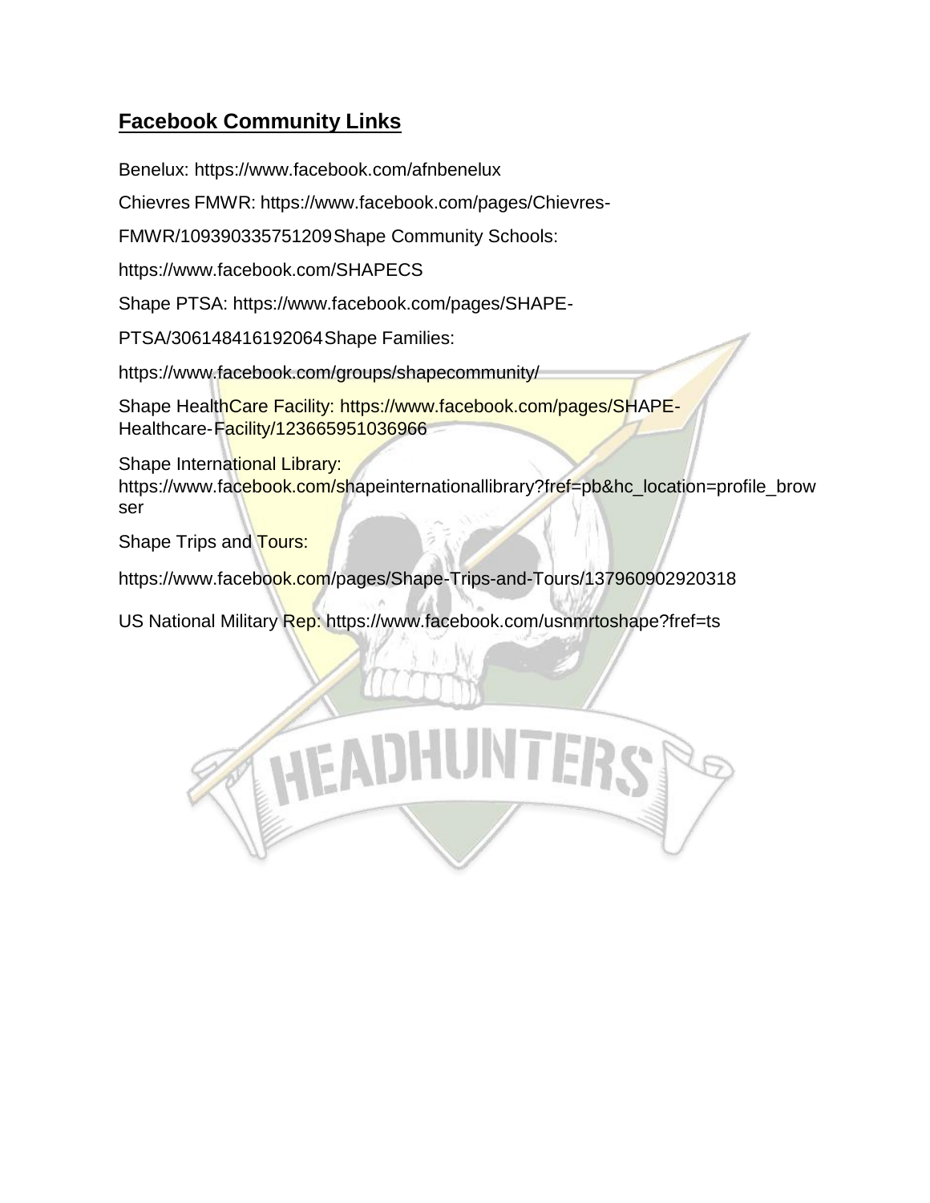## Facebook Community Links

Benelux: https://www.facebook.com/afnbenelux

Chievres FMWR: https://www.facebook.com/pages/Chievres-FMWR/109390335751209

Shape Community Schools: https://www.facebook.com/SHAPECS

Shape PTSA: https://www.facebook.com/pages/SHAPE-PTSA/306148416192064

Shape Families: https://www.facebook.com/groups/shapecommunity/

Shape HealthCare Facility: https://www.facebook.com/pages/SHAPE-Healthcare-Facility/123665951036966

Shape International Library: https://www.facebook.com/shapeinternationallibrary?fref=pb&hc_location=profile_browser

Shape Trips and Tours: https://www.facebook.com/pages/Shape-Trips-and-Tours/137960902920318

US National Military Rep: https://www.facebook.com/usnmrtoshape?fref=ts